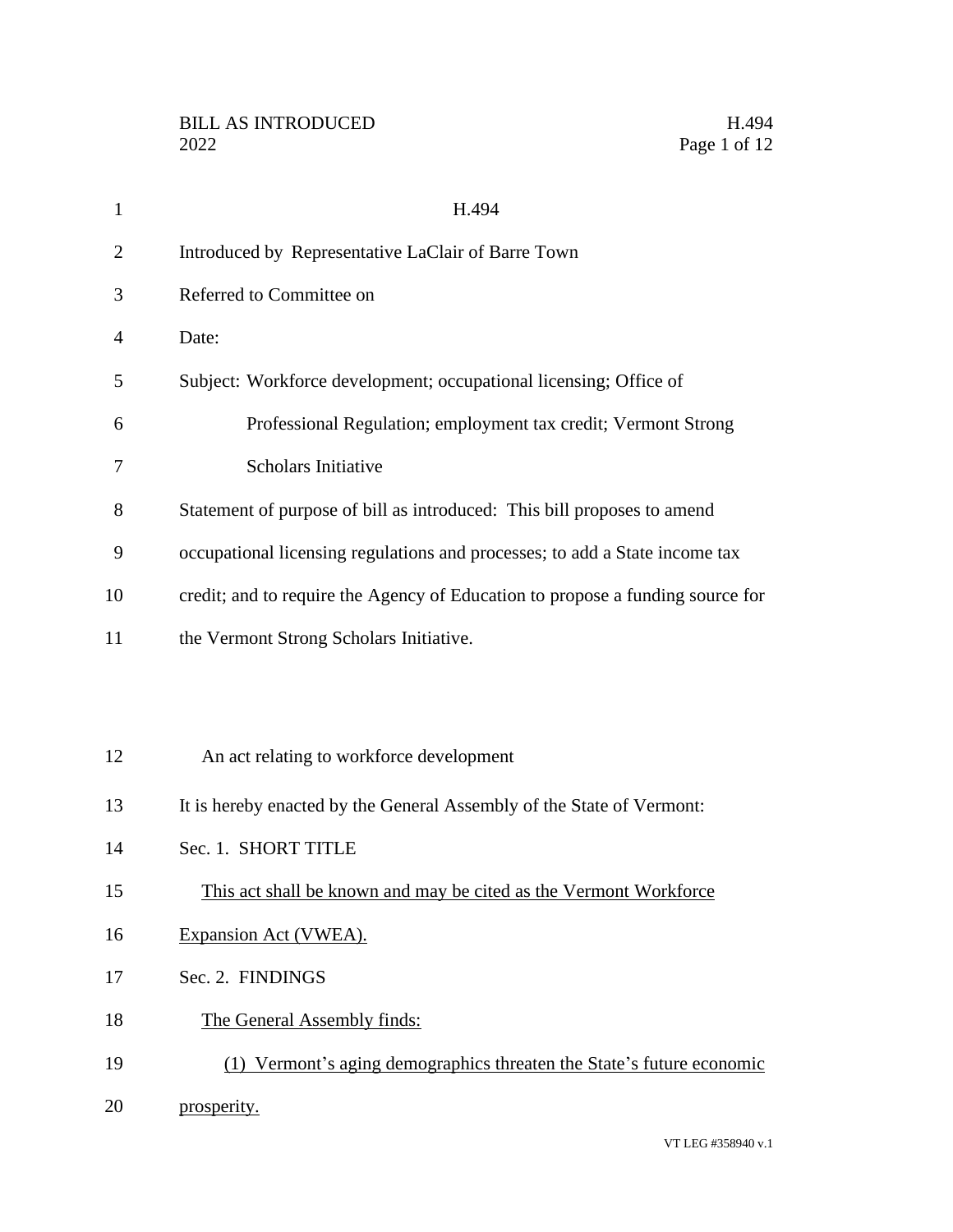# H.494

Introduced by Representative LaClair of Barre Town

Referred to Committee on

Date:

Subject: Workforce development; occupational licensing; Office of Professional Regulation; employment tax credit; Vermont Strong Scholars Initiative

Statement of purpose of bill as introduced: This bill proposes to amend occupational licensing regulations and processes; to add a State income tax credit; and to require the Agency of Education to propose a funding source for the Vermont Strong Scholars Initiative.

An act relating to workforce development

It is hereby enacted by the General Assembly of the State of Vermont:

Sec. 1. SHORT TITLE

This act shall be known and may be cited as the Vermont Workforce Expansion Act (VWEA).

Sec. 2. FINDINGS

The General Assembly finds:

(1) Vermont's aging demographics threaten the State's future economic prosperity.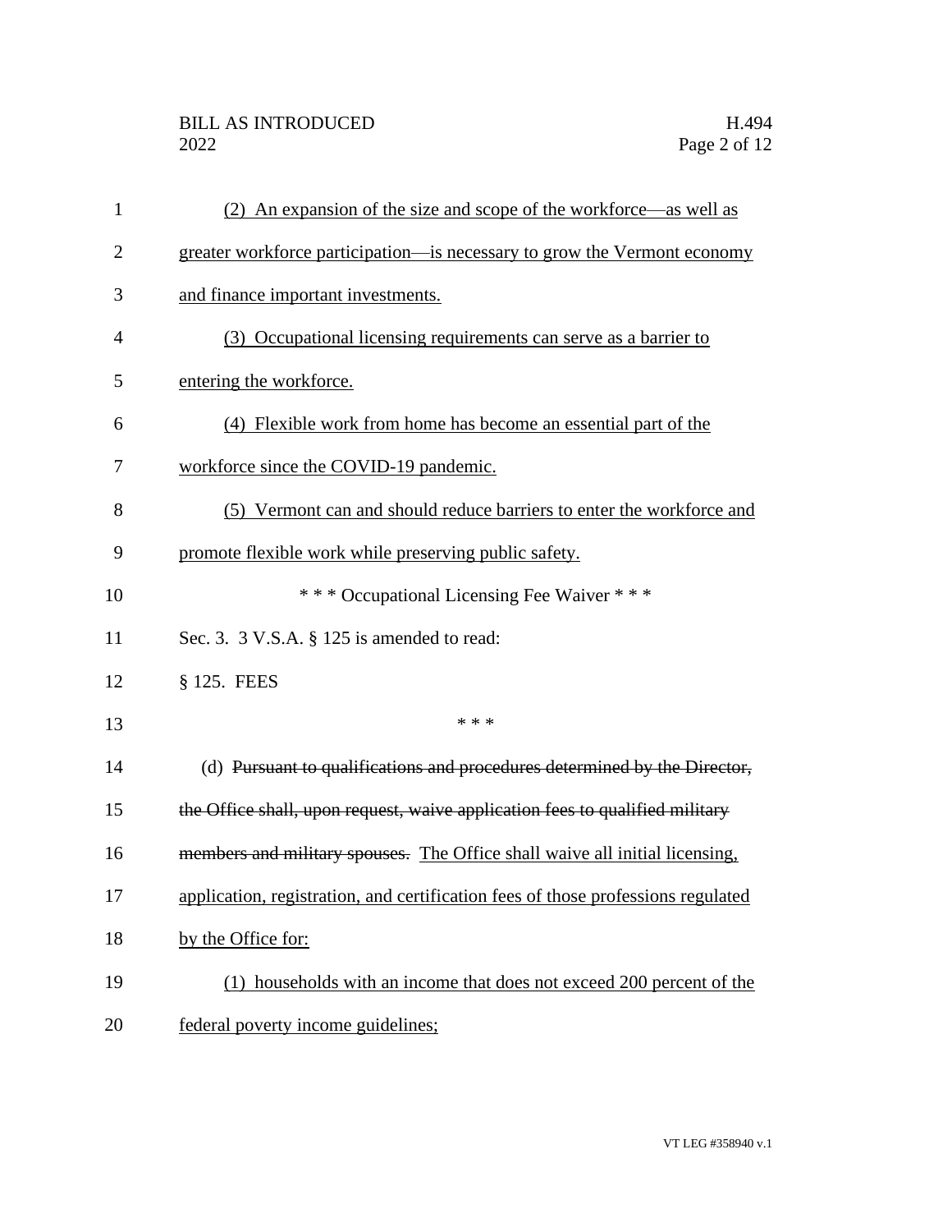(2) An expansion of the size and scope of the workforce—as well as greater workforce participation—is necessary to grow the Vermont economy and finance important investments.

(3) Occupational licensing requirements can serve as a barrier to entering the workforce.

(4) Flexible work from home has become an essential part of the workforce since the COVID-19 pandemic.

(5) Vermont can and should reduce barriers to enter the workforce and promote flexible work while preserving public safety.

\* \* \* Occupational Licensing Fee Waiver \* \* \*

Sec. 3. 3 V.S.A. § 125 is amended to read:

§ 125. FEES

\* \* \*

(d) ~~Pursuant to qualifications and procedures determined by the Director, the Office shall, upon request, waive application fees to qualified military members and military spouses.~~ The Office shall waive all initial licensing, application, registration, and certification fees of those professions regulated by the Office for:

(1) households with an income that does not exceed 200 percent of the federal poverty income guidelines;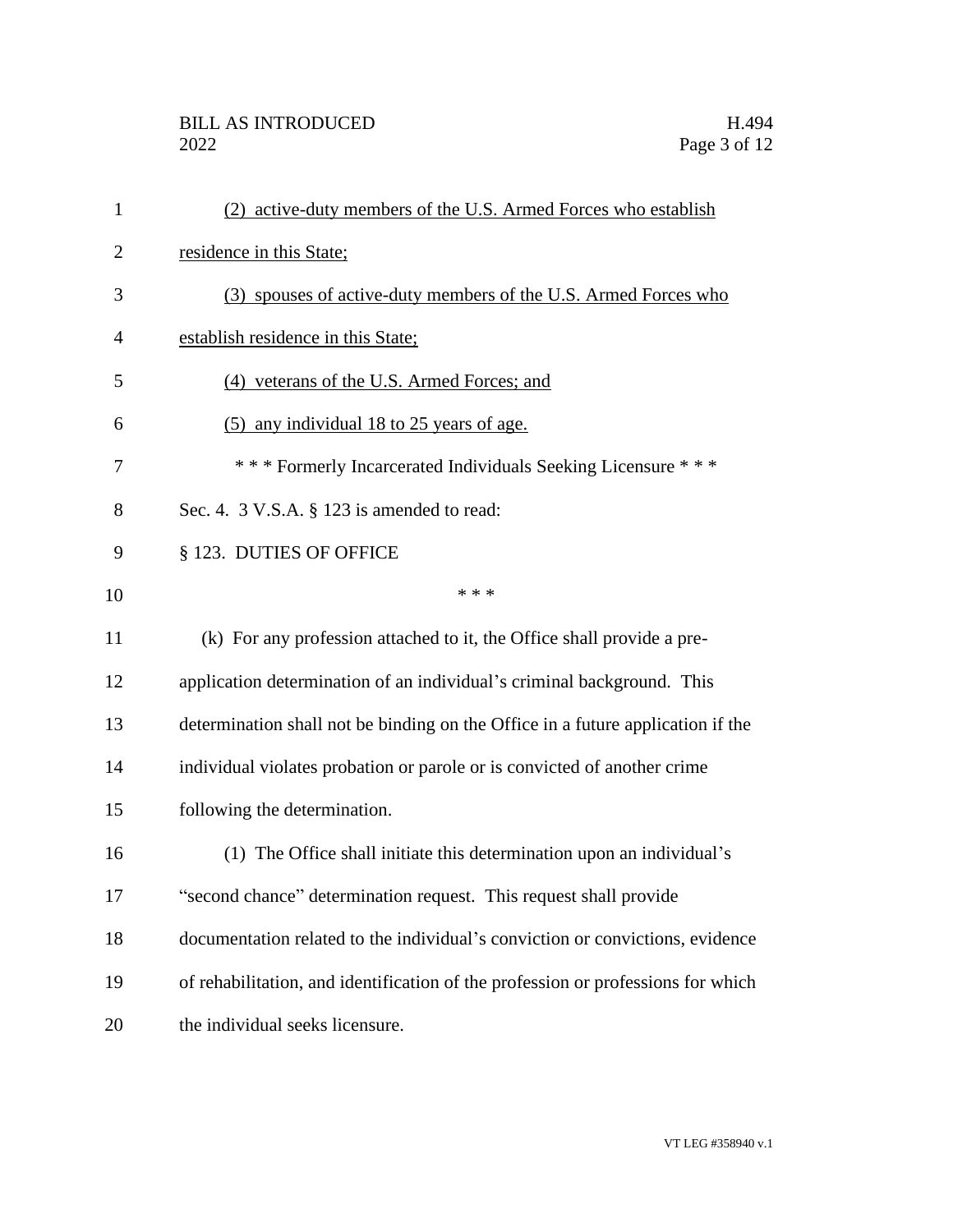(2) active-duty members of the U.S. Armed Forces who establish residence in this State;

(3) spouses of active-duty members of the U.S. Armed Forces who establish residence in this State;

(4) veterans of the U.S. Armed Forces; and

(5) any individual 18 to 25 years of age.

\* \* \* Formerly Incarcerated Individuals Seeking Licensure \* \* \*

Sec. 4. 3 V.S.A. § 123 is amended to read:

§ 123. DUTIES OF OFFICE

\* \* \*

(k) For any profession attached to it, the Office shall provide a pre-application determination of an individual's criminal background. This determination shall not be binding on the Office in a future application if the individual violates probation or parole or is convicted of another crime following the determination.

(1) The Office shall initiate this determination upon an individual's "second chance" determination request. This request shall provide documentation related to the individual's conviction or convictions, evidence of rehabilitation, and identification of the profession or professions for which the individual seeks licensure.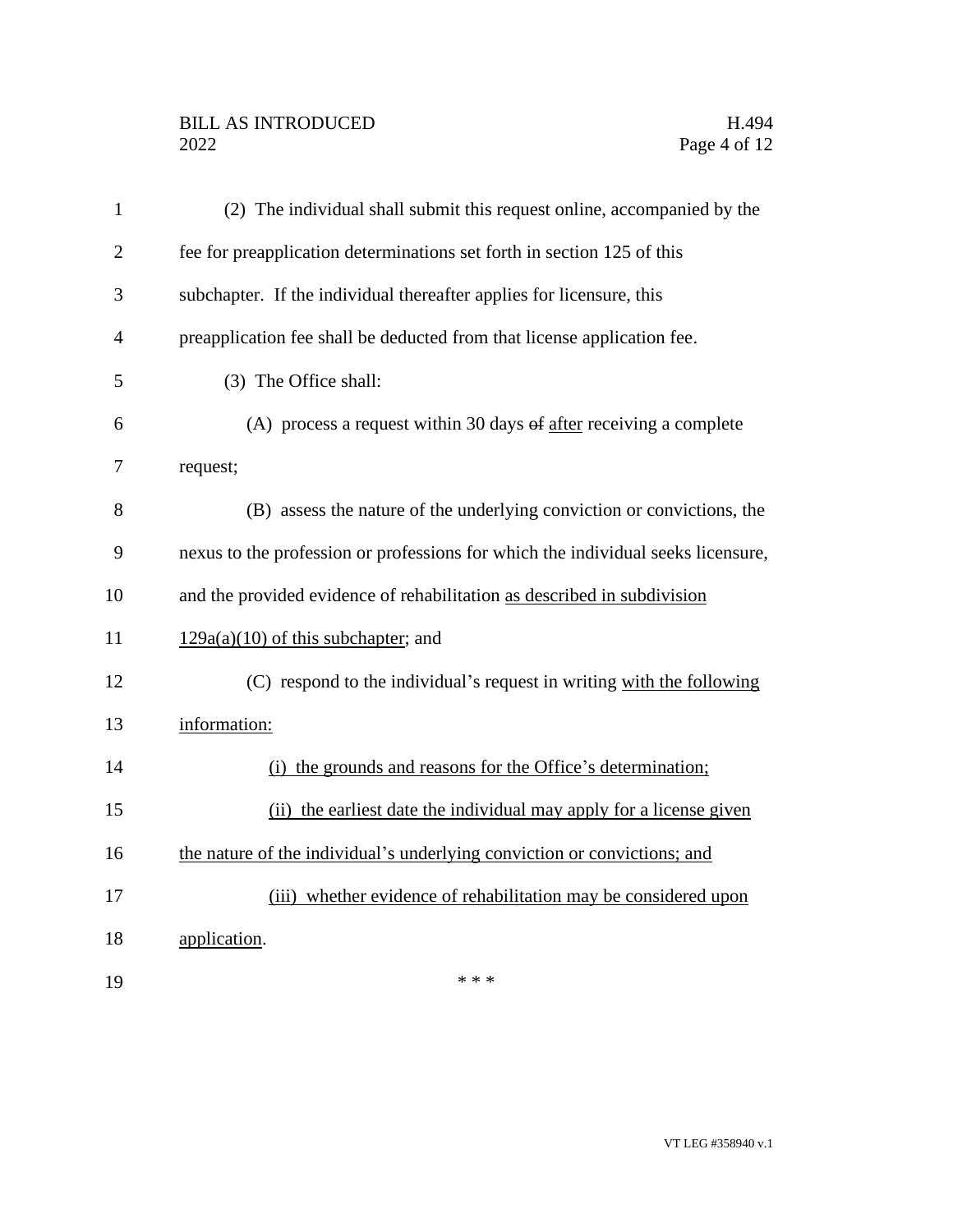(2) The individual shall submit this request online, accompanied by the fee for preapplication determinations set forth in section 125 of this subchapter. If the individual thereafter applies for licensure, this preapplication fee shall be deducted from that license application fee.

(3) The Office shall:

(A) process a request within 30 days ~~of~~ <u>after</u> receiving a complete request;

(B) assess the nature of the underlying conviction or convictions, the nexus to the profession or professions for which the individual seeks licensure, and the provided evidence of rehabilitation <u>as described in subdivision 129a(a)(10) of this subchapter</u>; and

(C) respond to the individual's request in writing <u>with the following information:</u>

<u>(i) the grounds and reasons for the Office's determination;</u>

<u>(ii) the earliest date the individual may apply for a license given the nature of the individual's underlying conviction or convictions; and</u>

<u>(iii) whether evidence of rehabilitation may be considered upon application</u>.

\* \* \*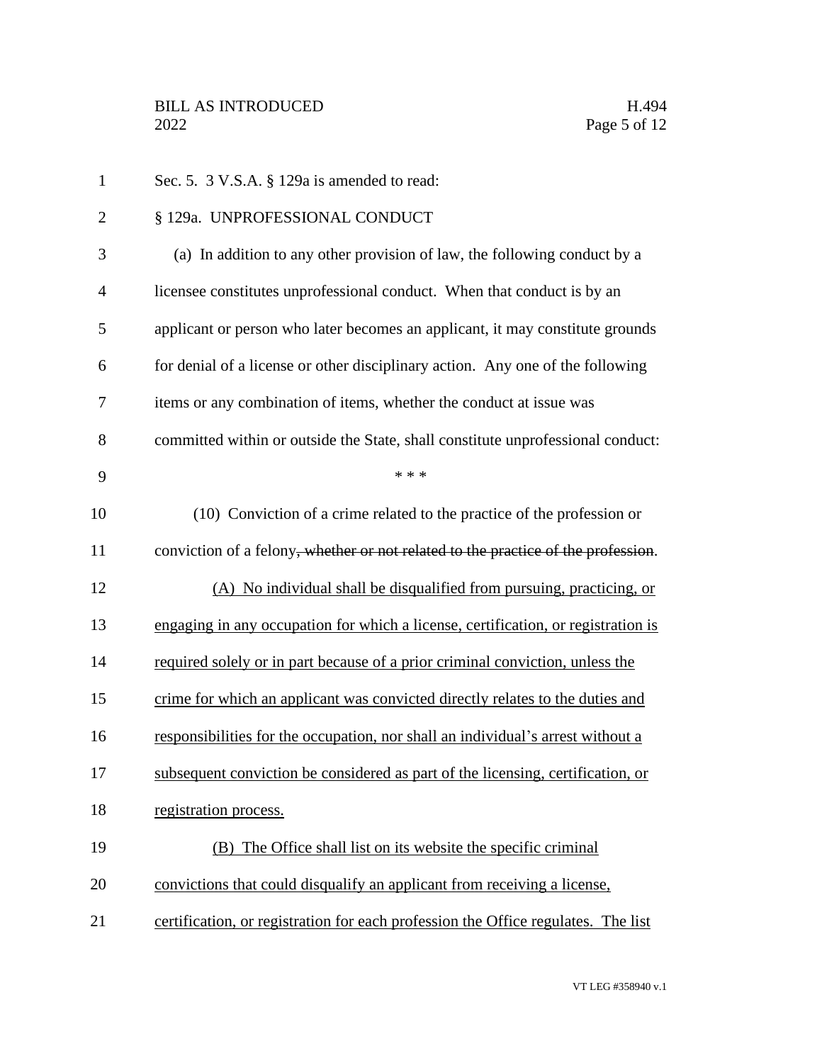Sec. 5. 3 V.S.A. § 129a is amended to read:

§ 129a. UNPROFESSIONAL CONDUCT

(a) In addition to any other provision of law, the following conduct by a licensee constitutes unprofessional conduct. When that conduct is by an applicant or person who later becomes an applicant, it may constitute grounds for denial of a license or other disciplinary action. Any one of the following items or any combination of items, whether the conduct at issue was committed within or outside the State, shall constitute unprofessional conduct:

\* \* \*

(10) Conviction of a crime related to the practice of the profession or conviction of a felony~~, whether or not related to the practice of the profession~~.

<u>(A) No individual shall be disqualified from pursuing, practicing, or engaging in any occupation for which a license, certification, or registration is required solely or in part because of a prior criminal conviction, unless the crime for which an applicant was convicted directly relates to the duties and responsibilities for the occupation, nor shall an individual's arrest without a subsequent conviction be considered as part of the licensing, certification, or registration process.</u>

<u>(B) The Office shall list on its website the specific criminal convictions that could disqualify an applicant from receiving a license, certification, or registration for each profession the Office regulates. The list</u>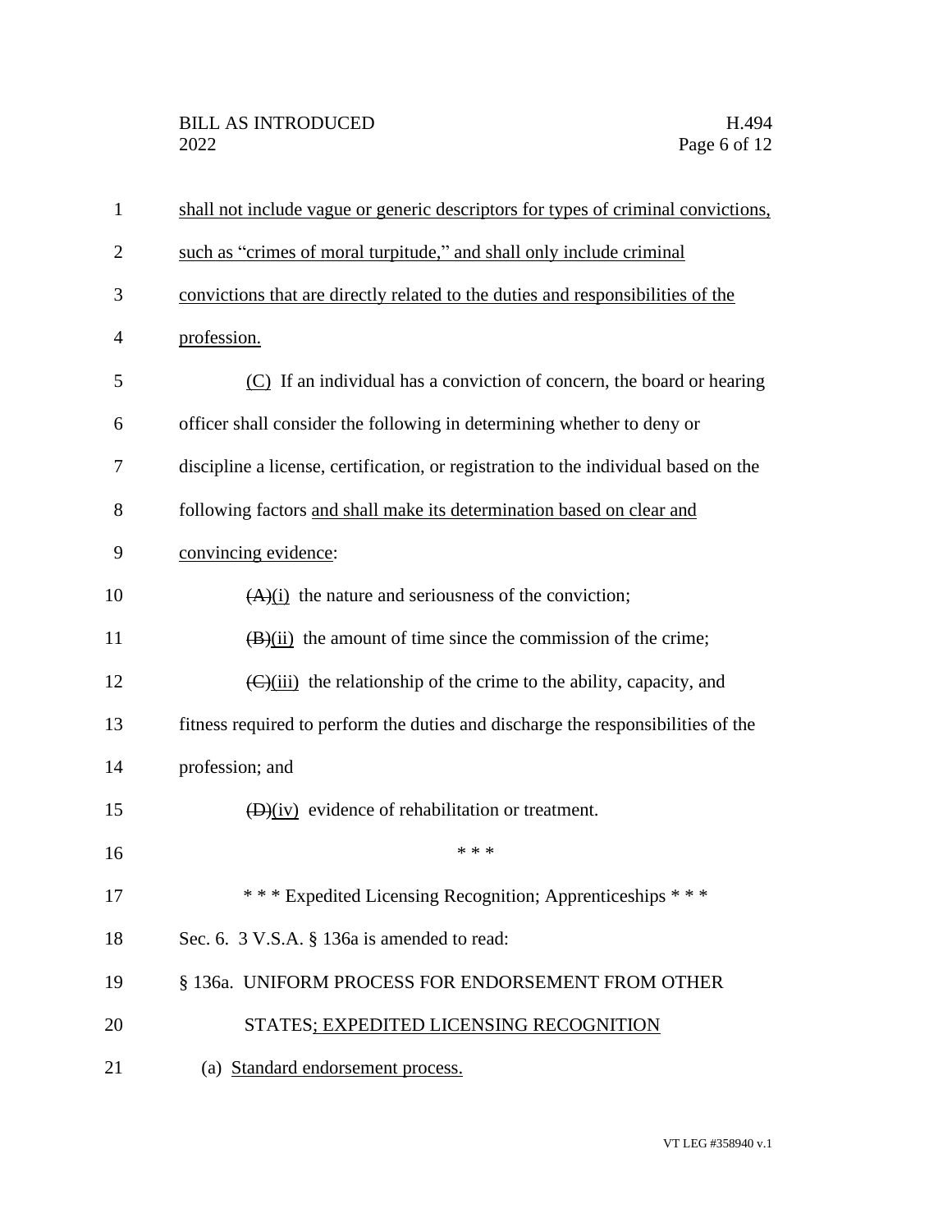shall not include vague or generic descriptors for types of criminal convictions, such as "crimes of moral turpitude," and shall only include criminal convictions that are directly related to the duties and responsibilities of the profession.

(C) If an individual has a conviction of concern, the board or hearing officer shall consider the following in determining whether to deny or discipline a license, certification, or registration to the individual based on the following factors and shall make its determination based on clear and convincing evidence:

~~(A)~~(i) the nature and seriousness of the conviction;

~~(B)~~(ii) the amount of time since the commission of the crime;

~~(C)~~(iii) the relationship of the crime to the ability, capacity, and fitness required to perform the duties and discharge the responsibilities of the profession; and

~~(D)~~(iv) evidence of rehabilitation or treatment.

\* \* \*

\* \* \* Expedited Licensing Recognition; Apprenticeships \* \* \*

Sec. 6. 3 V.S.A. § 136a is amended to read:

§ 136a. UNIFORM PROCESS FOR ENDORSEMENT FROM OTHER STATES; EXPEDITED LICENSING RECOGNITION

(a) Standard endorsement process.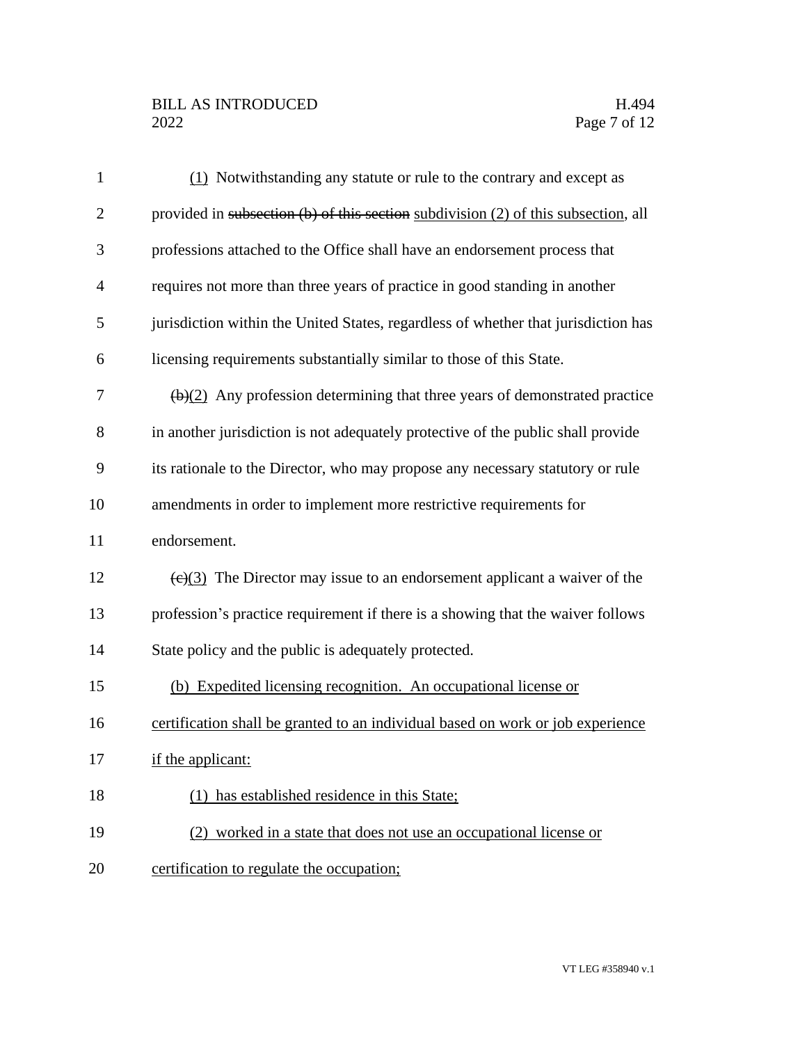(1) Notwithstanding any statute or rule to the contrary and except as provided in ~~subsection (b) of this section~~ subdivision (2) of this subsection, all professions attached to the Office shall have an endorsement process that requires not more than three years of practice in good standing in another jurisdiction within the United States, regardless of whether that jurisdiction has licensing requirements substantially similar to those of this State.

~~(b)~~(2) Any profession determining that three years of demonstrated practice in another jurisdiction is not adequately protective of the public shall provide its rationale to the Director, who may propose any necessary statutory or rule amendments in order to implement more restrictive requirements for endorsement.

~~(c)~~(3) The Director may issue to an endorsement applicant a waiver of the profession's practice requirement if there is a showing that the waiver follows State policy and the public is adequately protected.

(b) Expedited licensing recognition. An occupational license or certification shall be granted to an individual based on work or job experience if the applicant:

(1) has established residence in this State;

(2) worked in a state that does not use an occupational license or certification to regulate the occupation;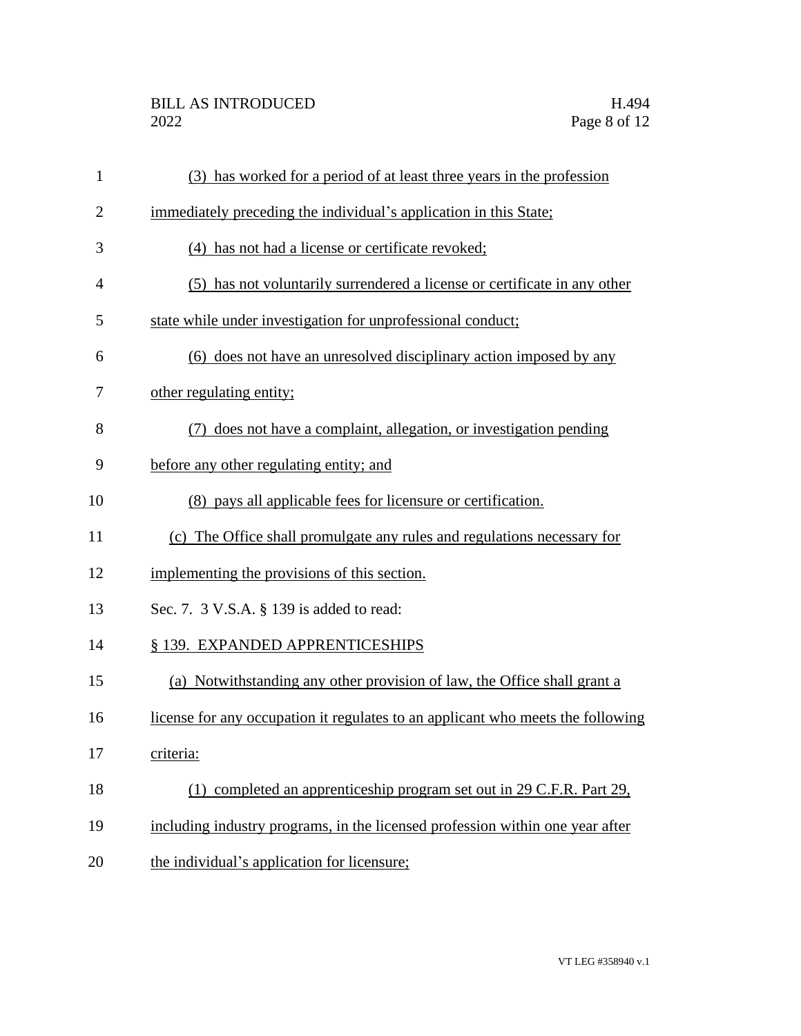(3) has worked for a period of at least three years in the profession immediately preceding the individual's application in this State;

(4) has not had a license or certificate revoked;

(5) has not voluntarily surrendered a license or certificate in any other state while under investigation for unprofessional conduct;

(6) does not have an unresolved disciplinary action imposed by any other regulating entity;

(7) does not have a complaint, allegation, or investigation pending before any other regulating entity; and

(8) pays all applicable fees for licensure or certification.

(c) The Office shall promulgate any rules and regulations necessary for implementing the provisions of this section.

Sec. 7. 3 V.S.A. § 139 is added to read:

§ 139. EXPANDED APPRENTICESHIPS

(a) Notwithstanding any other provision of law, the Office shall grant a license for any occupation it regulates to an applicant who meets the following criteria:

(1) completed an apprenticeship program set out in 29 C.F.R. Part 29, including industry programs, in the licensed profession within one year after the individual's application for licensure;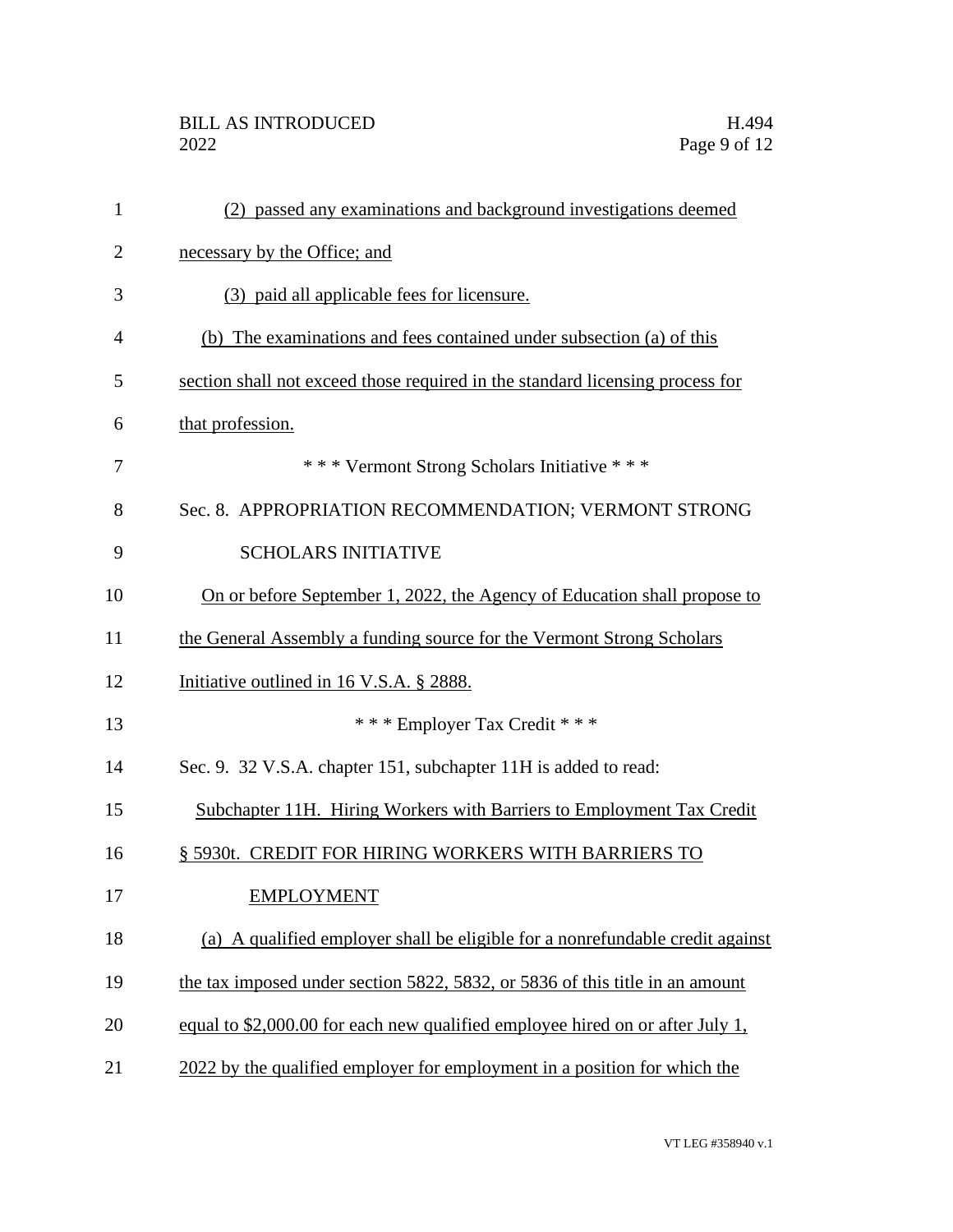(2) passed any examinations and background investigations deemed necessary by the Office; and

(3) paid all applicable fees for licensure.

(b) The examinations and fees contained under subsection (a) of this section shall not exceed those required in the standard licensing process for that profession.

\* \* \* Vermont Strong Scholars Initiative \* \* \*

Sec. 8. APPROPRIATION RECOMMENDATION; VERMONT STRONG SCHOLARS INITIATIVE

On or before September 1, 2022, the Agency of Education shall propose to the General Assembly a funding source for the Vermont Strong Scholars Initiative outlined in 16 V.S.A. § 2888.

\* \* \* Employer Tax Credit \* \* \*

Sec. 9. 32 V.S.A. chapter 151, subchapter 11H is added to read:

Subchapter 11H. Hiring Workers with Barriers to Employment Tax Credit

§ 5930t. CREDIT FOR HIRING WORKERS WITH BARRIERS TO EMPLOYMENT

(a) A qualified employer shall be eligible for a nonrefundable credit against the tax imposed under section 5822, 5832, or 5836 of this title in an amount equal to $2,000.00 for each new qualified employee hired on or after July 1, 2022 by the qualified employer for employment in a position for which the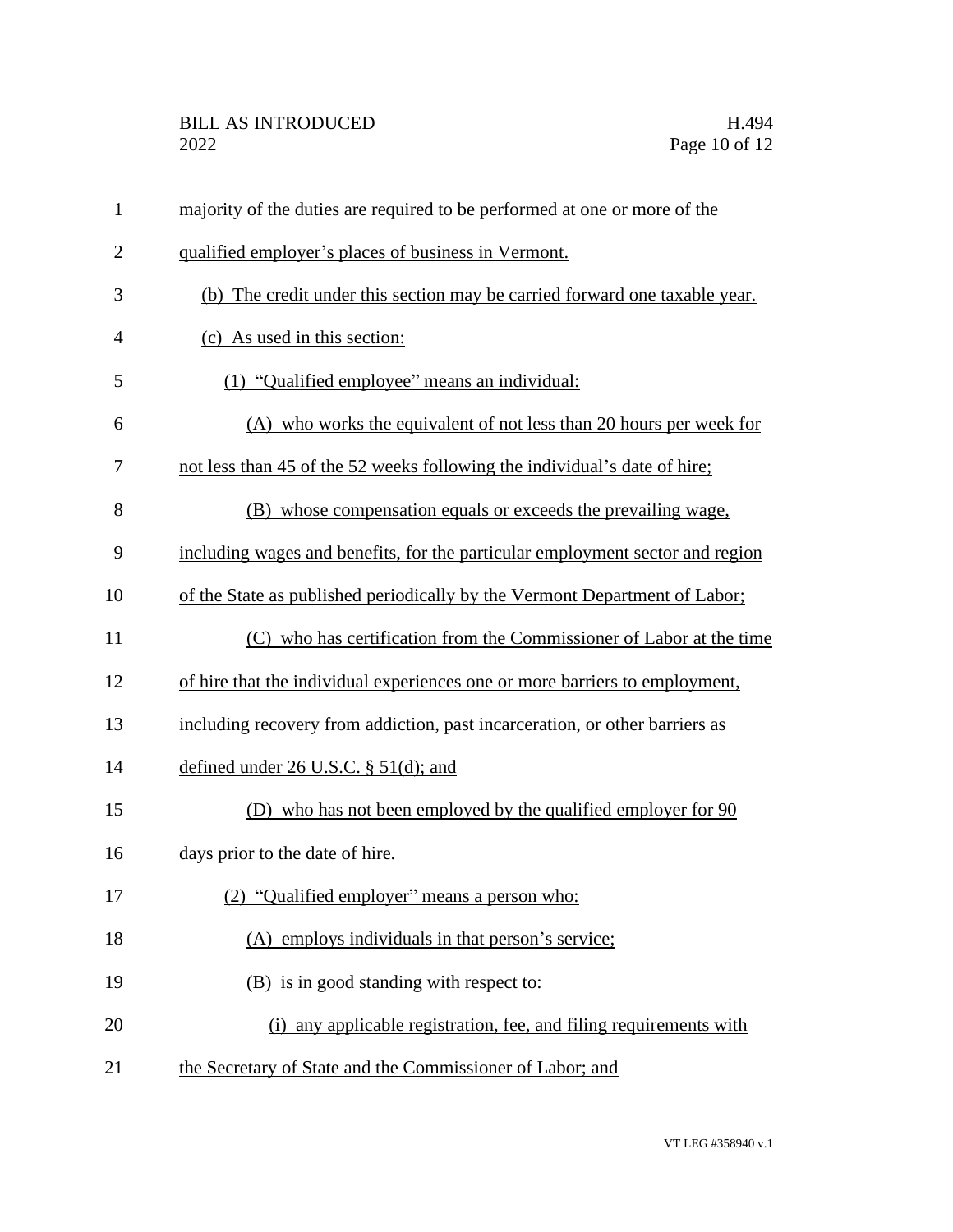majority of the duties are required to be performed at one or more of the qualified employer's places of business in Vermont.

(b) The credit under this section may be carried forward one taxable year.

(c) As used in this section:

(1) "Qualified employee" means an individual:

(A) who works the equivalent of not less than 20 hours per week for not less than 45 of the 52 weeks following the individual's date of hire;

(B) whose compensation equals or exceeds the prevailing wage, including wages and benefits, for the particular employment sector and region of the State as published periodically by the Vermont Department of Labor;

(C) who has certification from the Commissioner of Labor at the time of hire that the individual experiences one or more barriers to employment, including recovery from addiction, past incarceration, or other barriers as defined under 26 U.S.C. § 51(d); and

(D) who has not been employed by the qualified employer for 90 days prior to the date of hire.

(2) "Qualified employer" means a person who:

(A) employs individuals in that person's service;

(B) is in good standing with respect to:

(i) any applicable registration, fee, and filing requirements with the Secretary of State and the Commissioner of Labor; and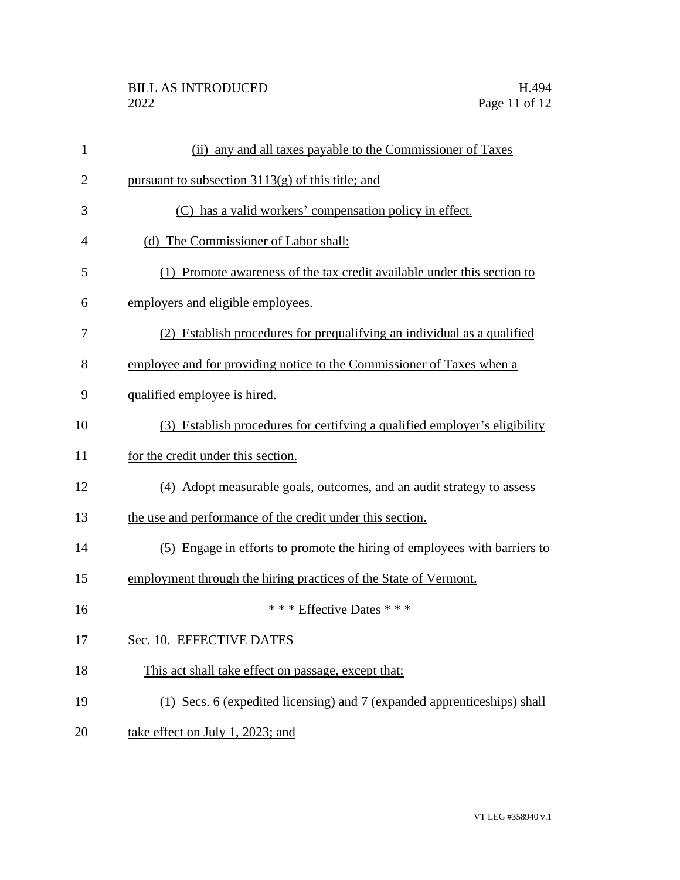(ii) any and all taxes payable to the Commissioner of Taxes pursuant to subsection 3113(g) of this title; and

(C) has a valid workers' compensation policy in effect.

(d) The Commissioner of Labor shall:

(1) Promote awareness of the tax credit available under this section to employers and eligible employees.

(2) Establish procedures for prequalifying an individual as a qualified employee and for providing notice to the Commissioner of Taxes when a qualified employee is hired.

(3) Establish procedures for certifying a qualified employer's eligibility for the credit under this section.

(4) Adopt measurable goals, outcomes, and an audit strategy to assess the use and performance of the credit under this section.

(5) Engage in efforts to promote the hiring of employees with barriers to employment through the hiring practices of the State of Vermont.

\* \* \* Effective Dates \* \* \*

Sec. 10. EFFECTIVE DATES

This act shall take effect on passage, except that:

(1) Secs. 6 (expedited licensing) and 7 (expanded apprenticeships) shall take effect on July 1, 2023; and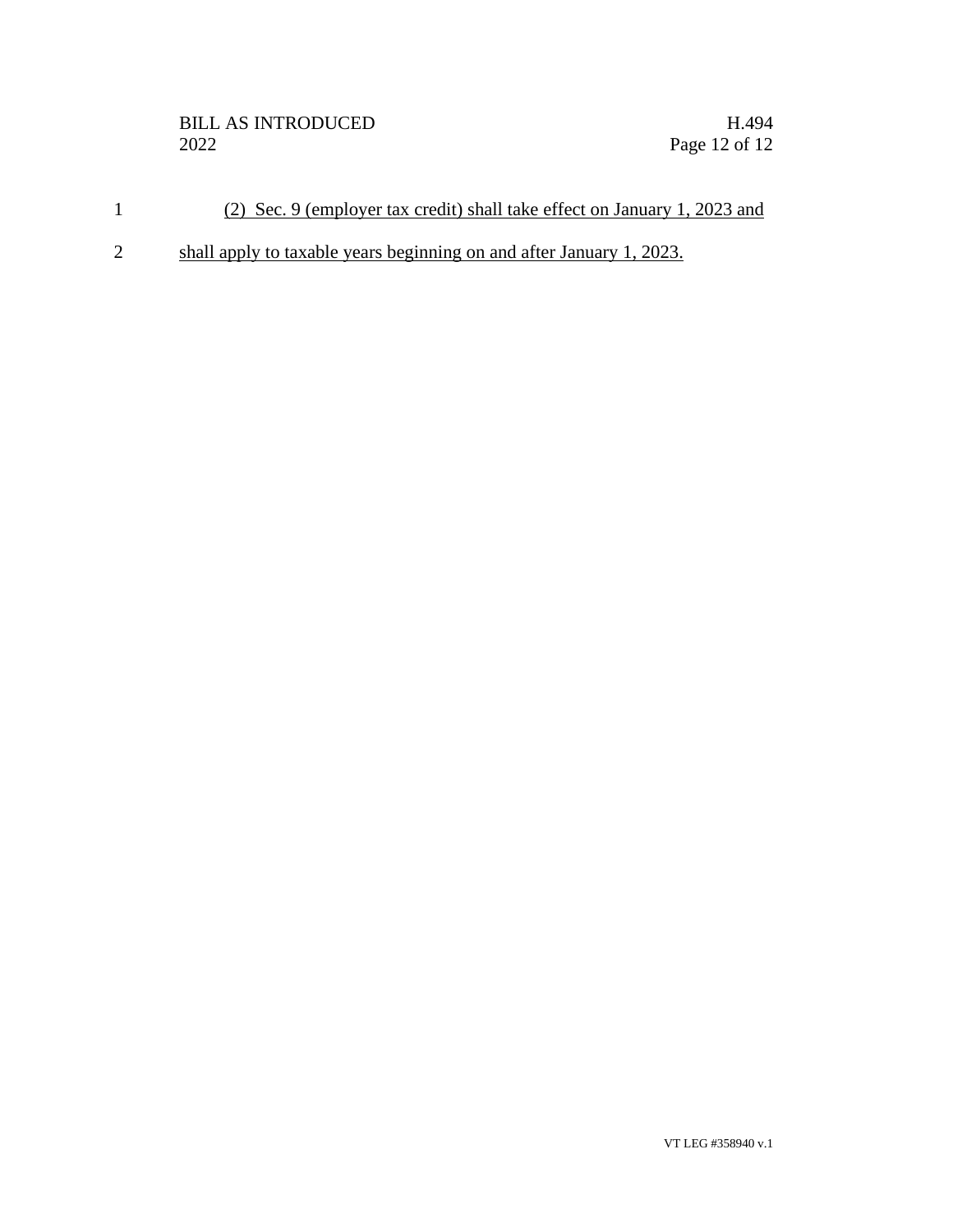(2) Sec. 9 (employer tax credit) shall take effect on January 1, 2023 and shall apply to taxable years beginning on and after January 1, 2023.